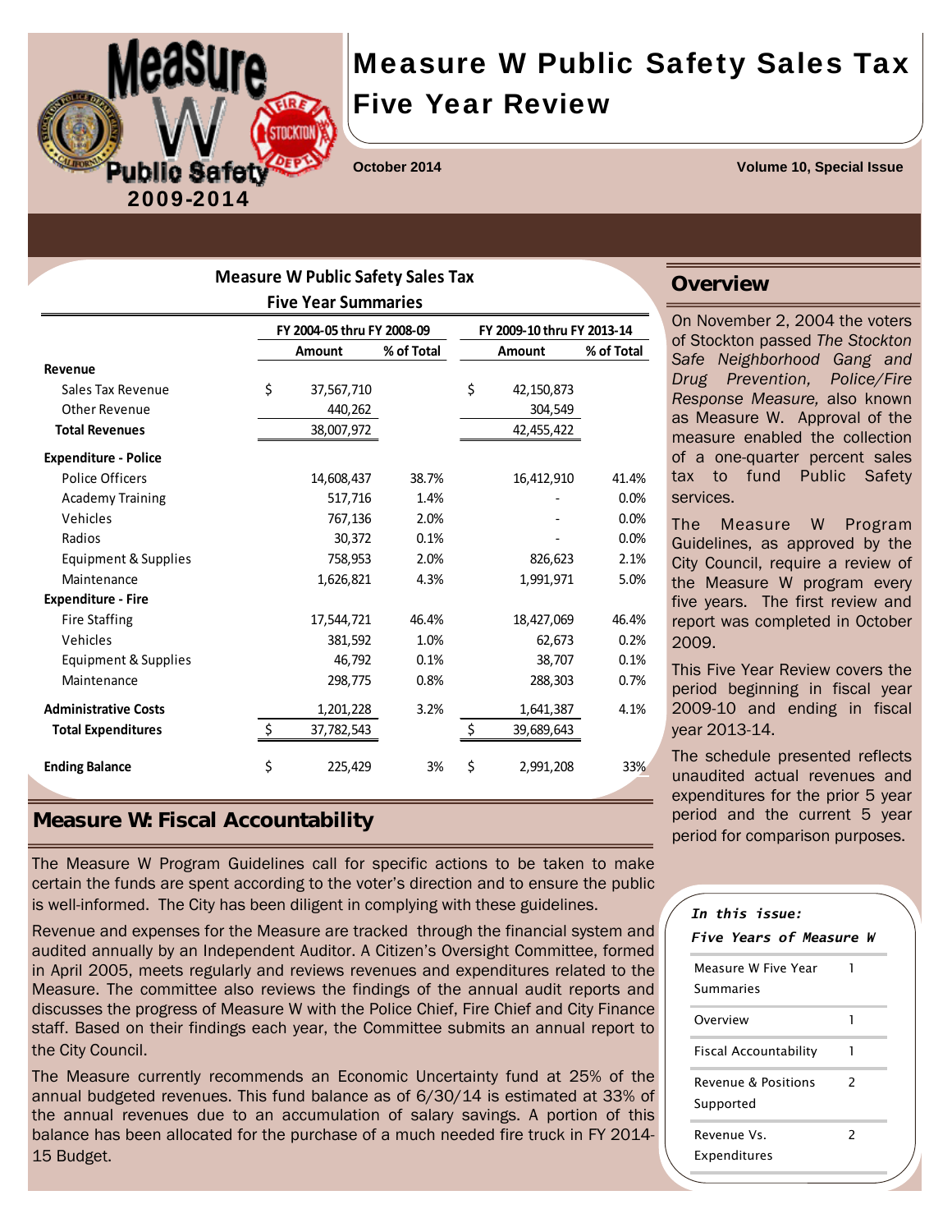# Measure W Public Safety Sales Tax Five Year Review

Measure W Public Safety 2009-2014

October 2014 — Volume 10, Special Issue

## Measure W Public Safety Sales Tax Five Year Summaries

| | FY 2004-05 thru FY 2008-09 | | FY 2009-10 thru FY 2013-14 | |
|---|---|---|---|---|
| | Amount | % of Total | Amount | % of Total |
| **Revenue** | | | | |
| Sales Tax Revenue | $ 37,567,710 | | $ 42,150,873 | |
| Other Revenue | 440,262 | | 304,549 | |
| **Total Revenues** | 38,007,972 | | 42,455,422 | |
| **Expenditure - Police** | | | | |
| Police Officers | 14,608,437 | 38.7% | 16,412,910 | 41.4% |
| Academy Training | 517,716 | 1.4% | - | 0.0% |
| Vehicles | 767,136 | 2.0% | - | 0.0% |
| Radios | 30,372 | 0.1% | - | 0.0% |
| Equipment & Supplies | 758,953 | 2.0% | 826,623 | 2.1% |
| Maintenance | 1,626,821 | 4.3% | 1,991,971 | 5.0% |
| **Expenditure - Fire** | | | | |
| Fire Staffing | 17,544,721 | 46.4% | 18,427,069 | 46.4% |
| Vehicles | 381,592 | 1.0% | 62,673 | 0.2% |
| Equipment & Supplies | 46,792 | 0.1% | 38,707 | 0.1% |
| Maintenance | 298,775 | 0.8% | 288,303 | 0.7% |
| **Administrative Costs** | 1,201,228 | 3.2% | 1,641,387 | 4.1% |
| **Total Expenditures** | $ 37,782,543 | | $ 39,689,643 | |
| **Ending Balance** | $ 225,429 | 3% | $ 2,991,208 | 33% |

## Overview

On November 2, 2004 the voters of Stockton passed *The Stockton Safe Neighborhood Gang and Drug Prevention, Police/Fire Response Measure,* also known as Measure W. Approval of the measure enabled the collection of a one-quarter percent sales tax to fund Public Safety services.

The Measure W Program Guidelines, as approved by the City Council, require a review of the Measure W program every five years. The first review and report was completed in October 2009.

This Five Year Review covers the period beginning in fiscal year 2009-10 and ending in fiscal year 2013-14.

The schedule presented reflects unaudited actual revenues and expenditures for the prior 5 year period and the current 5 year period for comparison purposes.

## Measure W: Fiscal Accountability

The Measure W Program Guidelines call for specific actions to be taken to make certain the funds are spent according to the voter's direction and to ensure the public is well-informed. The City has been diligent in complying with these guidelines.

Revenue and expenses for the Measure are tracked through the financial system and audited annually by an Independent Auditor. A Citizen's Oversight Committee, formed in April 2005, meets regularly and reviews revenues and expenditures related to the Measure. The committee also reviews the findings of the annual audit reports and discusses the progress of Measure W with the Police Chief, Fire Chief and City Finance staff. Based on their findings each year, the Committee submits an annual report to the City Council.

The Measure currently recommends an Economic Uncertainty fund at 25% of the annual budgeted revenues. This fund balance as of 6/30/14 is estimated at 33% of the annual revenues due to an accumulation of salary savings. A portion of this balance has been allocated for the purchase of a much needed fire truck in FY 2014-15 Budget.

***In this issue:***
***Five Years of Measure W***

| | |
|---|---|
| Measure W Five Year Summaries | 1 |
| Overview | 1 |
| Fiscal Accountability | 1 |
| Revenue & Positions Supported | 2 |
| Revenue Vs. Expenditures | 2 |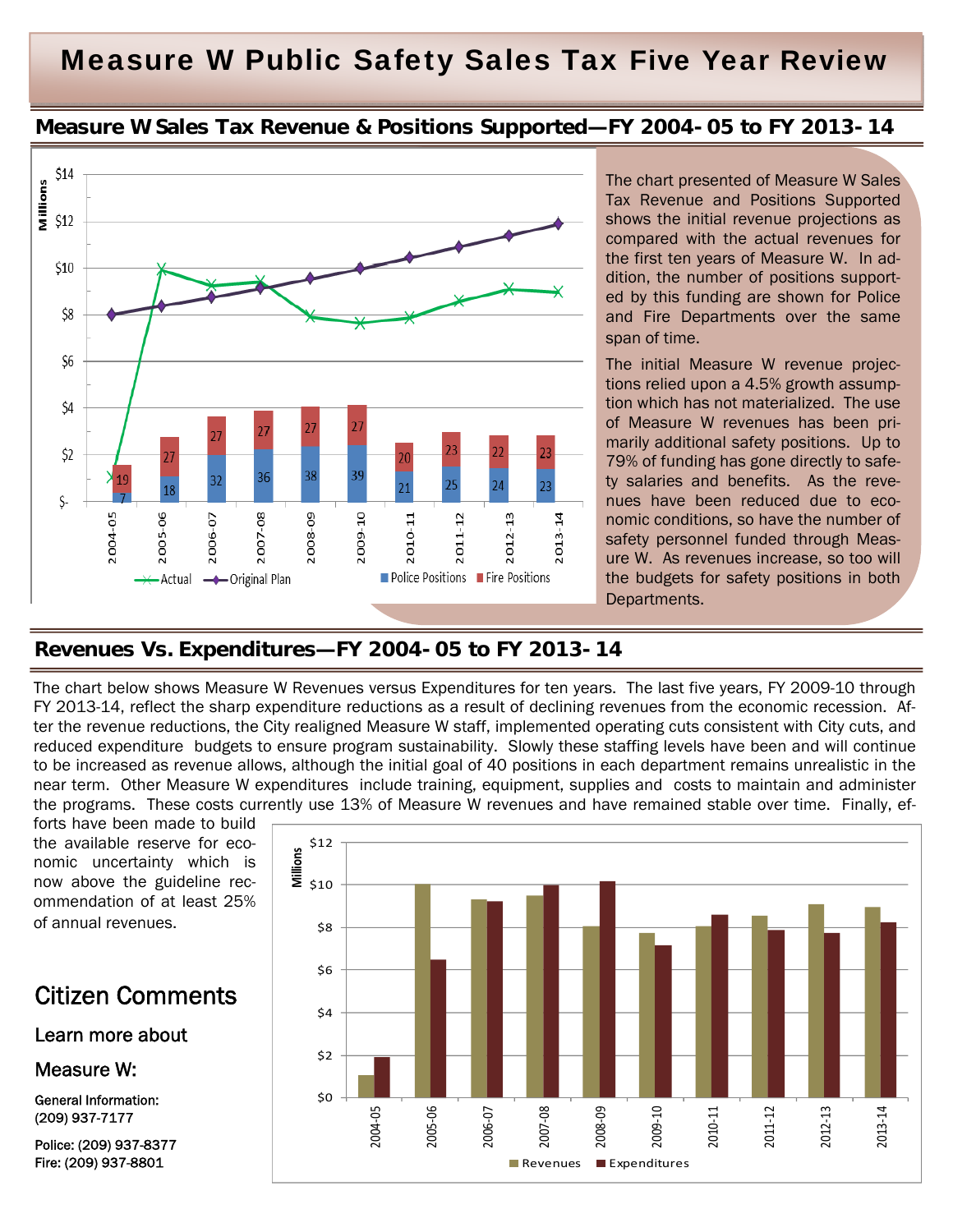# Measure W Public Safety Sales Tax Five Year Review

## Measure W Sales Tax Revenue & Positions Supported—FY 2004-05 to FY 2013-14

Millions

$14

$12

$10

$8

$6

$4

$2

$-

2004-05 2005-06 2006-07 2007-08 2008-09 2009-10 2010-11 2011-12 2012-13 2013-14

Police Positions: 7, 18, 32, 36, 38, 39, 21, 25, 24, 23

Fire Positions: 19, 27, 27, 27, 27, 27, 20, 23, 22, 23

Actual — Original Plan — Police Positions — Fire Positions

The chart presented of Measure W Sales Tax Revenue and Positions Supported shows the initial revenue projections as compared with the actual revenues for the first ten years of Measure W. In addition, the number of positions supported by this funding are shown for Police and Fire Departments over the same span of time.

The initial Measure W revenue projections relied upon a 4.5% growth assumption which has not materialized. The use of Measure W revenues has been primarily additional safety positions. Up to 79% of funding has gone directly to safety salaries and benefits. As the revenues have been reduced due to economic conditions, so have the number of safety personnel funded through Measure W. As revenues increase, so too will the budgets for safety positions in both Departments.

## Revenues Vs. Expenditures—FY 2004-05 to FY 2013-14

The chart below shows Measure W Revenues versus Expenditures for ten years. The last five years, FY 2009-10 through FY 2013-14, reflect the sharp expenditure reductions as a result of declining revenues from the economic recession. After the revenue reductions, the City realigned Measure W staff, implemented operating cuts consistent with City cuts, and reduced expenditure budgets to ensure program sustainability. Slowly these staffing levels have been and will continue to be increased as revenue allows, although the initial goal of 40 positions in each department remains unrealistic in the near term. Other Measure W expenditures include training, equipment, supplies and costs to maintain and administer the programs. These costs currently use 13% of Measure W revenues and have remained stable over time. Finally, efforts have been made to build the available reserve for economic uncertainty which is now above the guideline recommendation of at least 25% of annual revenues.

Millions

$12

$10

$8

$6

$4

$2

$0

2004-05 2005-06 2006-07 2007-08 2008-09 2009-10 2010-11 2011-12 2012-13 2013-14

Revenues — Expenditures

## Citizen Comments

### Learn more about Measure W:

General Information: (209) 937-7177

Police: (209) 937-8377
Fire: (209) 937-8801